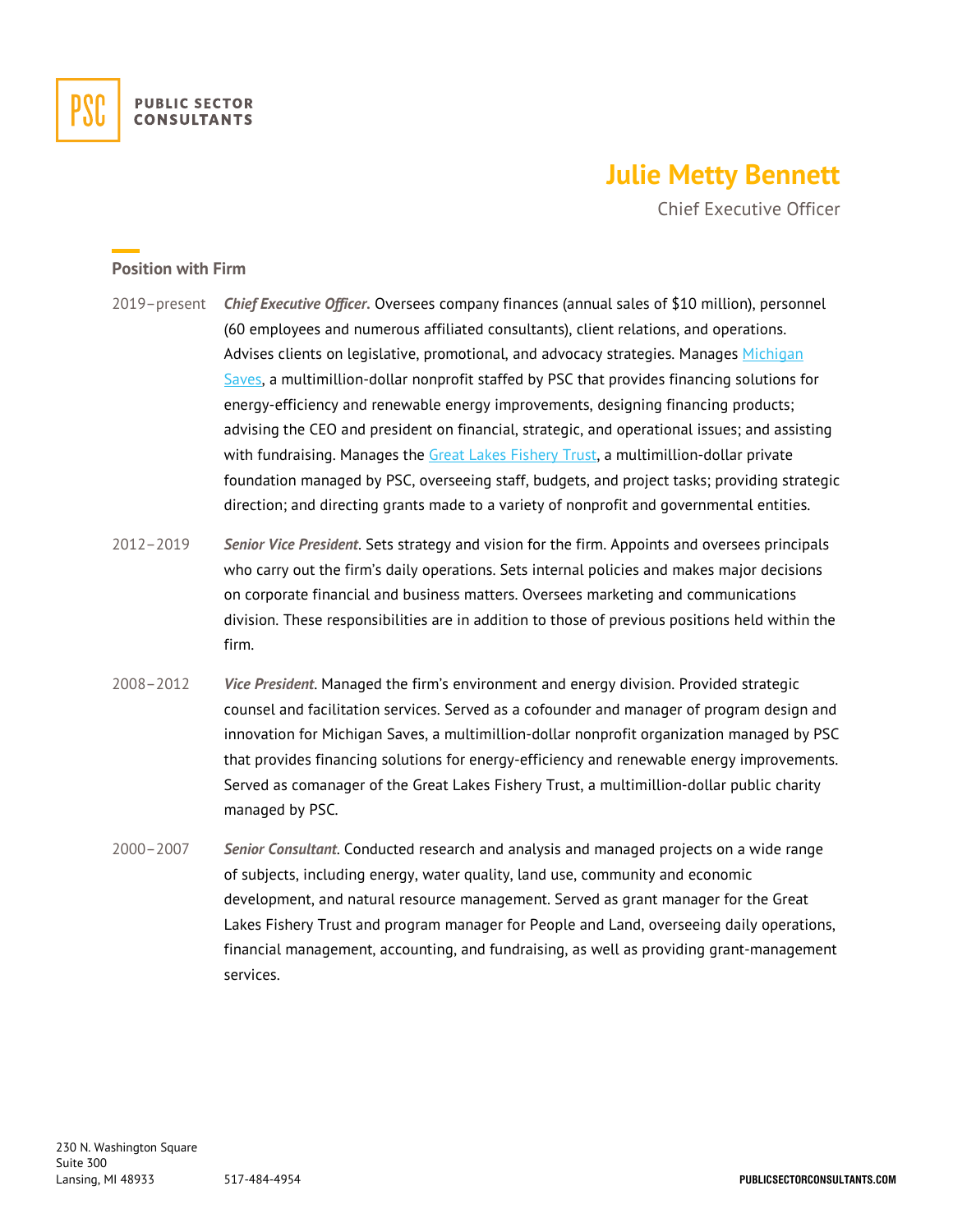PUBLIC SECTOR CONSULTANTS

# Julie Metty Bennett

Chief Executive Officer

## Position with Firm

2019–present **_Chief Executive Officer_**. Oversees company finances (annual sales of $10 million), personnel (60 employees and numerous affiliated consultants), client relations, and operations. Advises clients on legislative, promotional, and advocacy strategies. Manages Michigan Saves, a multimillion-dollar nonprofit staffed by PSC that provides financing solutions for energy-efficiency and renewable energy improvements, designing financing products; advising the CEO and president on financial, strategic, and operational issues; and assisting with fundraising. Manages the Great Lakes Fishery Trust, a multimillion-dollar private foundation managed by PSC, overseeing staff, budgets, and project tasks; providing strategic direction; and directing grants made to a variety of nonprofit and governmental entities.

2012–2019 **_Senior Vice President_**. Sets strategy and vision for the firm. Appoints and oversees principals who carry out the firm's daily operations. Sets internal policies and makes major decisions on corporate financial and business matters. Oversees marketing and communications division. These responsibilities are in addition to those of previous positions held within the firm.

2008–2012 **_Vice President_**. Managed the firm's environment and energy division. Provided strategic counsel and facilitation services. Served as a cofounder and manager of program design and innovation for Michigan Saves, a multimillion-dollar nonprofit organization managed by PSC that provides financing solutions for energy-efficiency and renewable energy improvements. Served as comanager of the Great Lakes Fishery Trust, a multimillion-dollar public charity managed by PSC.

2000–2007 **_Senior Consultant_**. Conducted research and analysis and managed projects on a wide range of subjects, including energy, water quality, land use, community and economic development, and natural resource management. Served as grant manager for the Great Lakes Fishery Trust and program manager for People and Land, overseeing daily operations, financial management, accounting, and fundraising, as well as providing grant-management services.

230 N. Washington Square
Suite 300
Lansing, MI 48933

517-484-4954

PUBLICSECTORCONSULTANTS.COM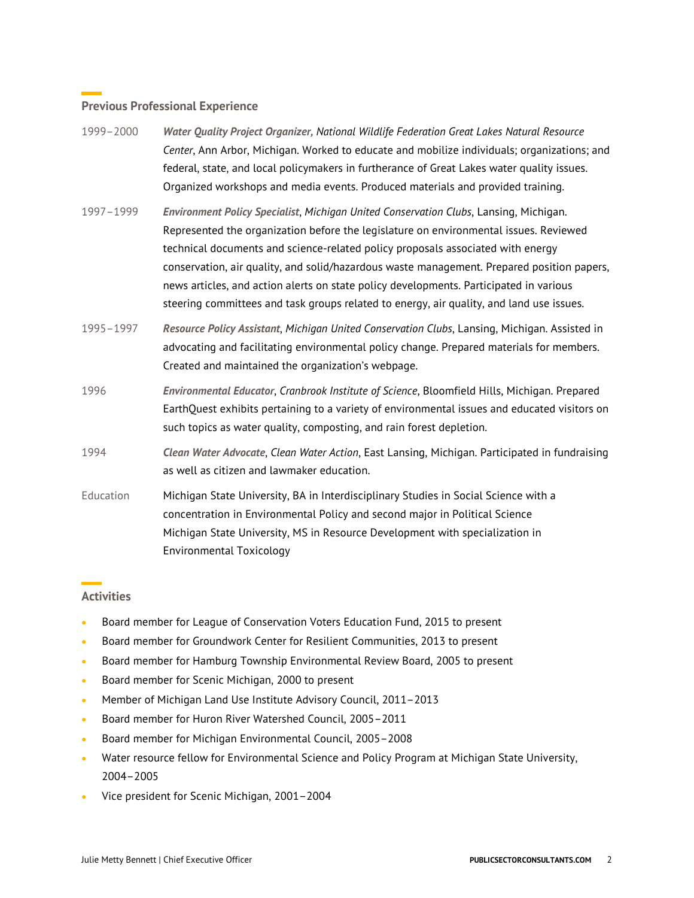## Previous Professional Experience

| | |
|---|---|
| 1999–2000 | ***Water Quality Project Organizer,*** *National Wildlife Federation Great Lakes Natural Resource Center*, Ann Arbor, Michigan. Worked to educate and mobilize individuals; organizations; and federal, state, and local policymakers in furtherance of Great Lakes water quality issues. Organized workshops and media events. Produced materials and provided training. |
| 1997–1999 | ***Environment Policy Specialist***, *Michigan United Conservation Clubs*, Lansing, Michigan. Represented the organization before the legislature on environmental issues. Reviewed technical documents and science-related policy proposals associated with energy conservation, air quality, and solid/hazardous waste management. Prepared position papers, news articles, and action alerts on state policy developments. Participated in various steering committees and task groups related to energy, air quality, and land use issues. |
| 1995–1997 | ***Resource Policy Assistant***, *Michigan United Conservation Clubs*, Lansing, Michigan. Assisted in advocating and facilitating environmental policy change. Prepared materials for members. Created and maintained the organization's webpage. |
| 1996 | ***Environmental Educator***, *Cranbrook Institute of Science*, Bloomfield Hills, Michigan. Prepared EarthQuest exhibits pertaining to a variety of environmental issues and educated visitors on such topics as water quality, composting, and rain forest depletion. |
| 1994 | ***Clean Water Advocate***, *Clean Water Action*, East Lansing, Michigan. Participated in fundraising as well as citizen and lawmaker education. |
| Education | Michigan State University, BA in Interdisciplinary Studies in Social Science with a concentration in Environmental Policy and second major in Political Science<br>Michigan State University, MS in Resource Development with specialization in Environmental Toxicology |

## Activities

- Board member for League of Conservation Voters Education Fund, 2015 to present
- Board member for Groundwork Center for Resilient Communities, 2013 to present
- Board member for Hamburg Township Environmental Review Board, 2005 to present
- Board member for Scenic Michigan, 2000 to present
- Member of Michigan Land Use Institute Advisory Council, 2011–2013
- Board member for Huron River Watershed Council, 2005–2011
- Board member for Michigan Environmental Council, 2005–2008
- Water resource fellow for Environmental Science and Policy Program at Michigan State University, 2004–2005
- Vice president for Scenic Michigan, 2001–2004